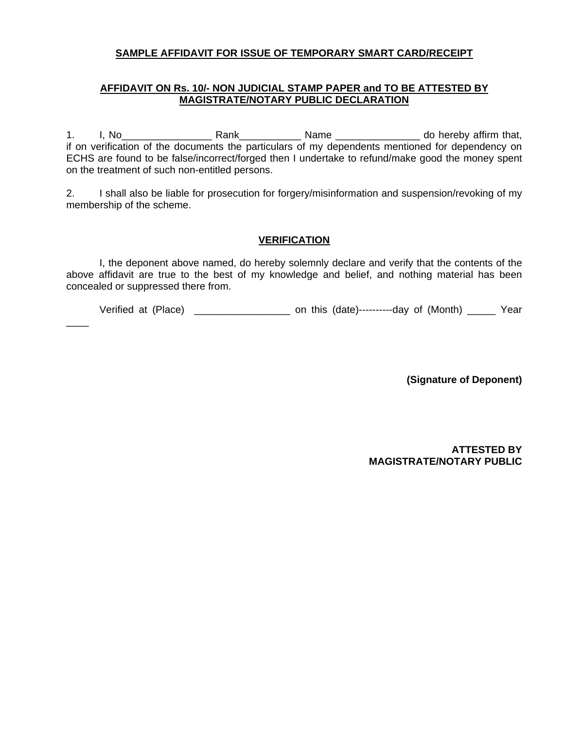**SAMPLE AFFIDAVIT FOR ISSUE OF TEMPORARY SMART CARD/RECEIPT**

**AFFIDAVIT ON Rs. 10/- NON JUDICIAL STAMP PAPER and TO BE ATTESTED BY MAGISTRATE/NOTARY PUBLIC DECLARATION**

1. I, No________________ Rank___________ Name _______________ do hereby affirm that, if on verification of the documents the particulars of my dependents mentioned for dependency on ECHS are found to be false/incorrect/forged then I undertake to refund/make good the money spent on the treatment of such non-entitled persons.

2. I shall also be liable for prosecution for forgery/misinformation and suspension/revoking of my membership of the scheme.

**VERIFICATION**

I, the deponent above named, do hereby solemnly declare and verify that the contents of the above affidavit are true to the best of my knowledge and belief, and nothing material has been concealed or suppressed there from.

Verified at (Place) _________________ on this (date)----------day of (Month) _____ Year ____

**(Signature of Deponent)**

**ATTESTED BY MAGISTRATE/NOTARY PUBLIC**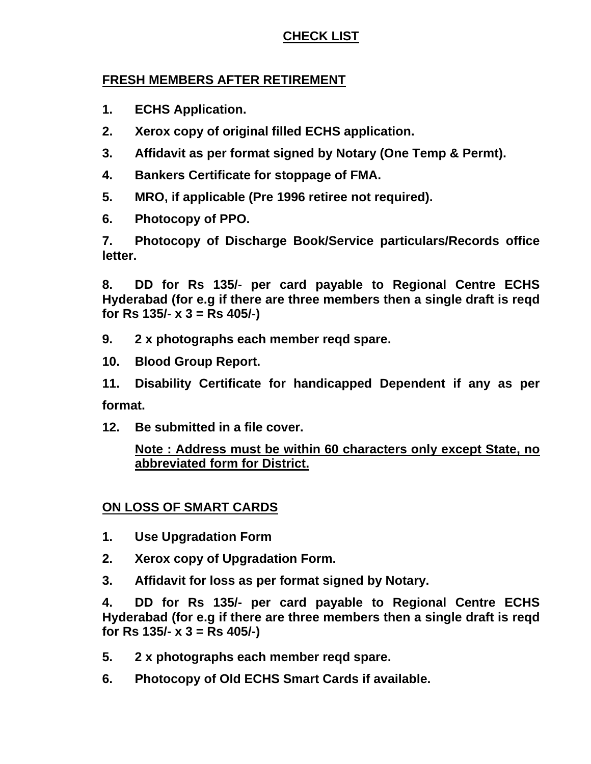# CHECK LIST

## FRESH MEMBERS AFTER RETIREMENT

**1. ECHS Application.**

**2. Xerox copy of original filled ECHS application.**

**3. Affidavit as per format signed by Notary (One Temp & Permt).**

**4. Bankers Certificate for stoppage of FMA.**

**5. MRO, if applicable (Pre 1996 retiree not required).**

**6. Photocopy of PPO.**

**7. Photocopy of Discharge Book/Service particulars/Records office letter.**

**8. DD for Rs 135/- per card payable to Regional Centre ECHS Hyderabad (for e.g if there are three members then a single draft is reqd for Rs 135/- x 3 = Rs 405/-)**

**9. 2 x photographs each member reqd spare.**

**10. Blood Group Report.**

**11. Disability Certificate for handicapped Dependent if any as per format.**

**12. Be submitted in a file cover.**

**Note : Address must be within 60 characters only except State, no abbreviated form for District.**

## ON LOSS OF SMART CARDS

**1. Use Upgradation Form**

**2. Xerox copy of Upgradation Form.**

**3. Affidavit for loss as per format signed by Notary.**

**4. DD for Rs 135/- per card payable to Regional Centre ECHS Hyderabad (for e.g if there are three members then a single draft is reqd for Rs 135/- x 3 = Rs 405/-)**

**5. 2 x photographs each member reqd spare.**

**6. Photocopy of Old ECHS Smart Cards if available.**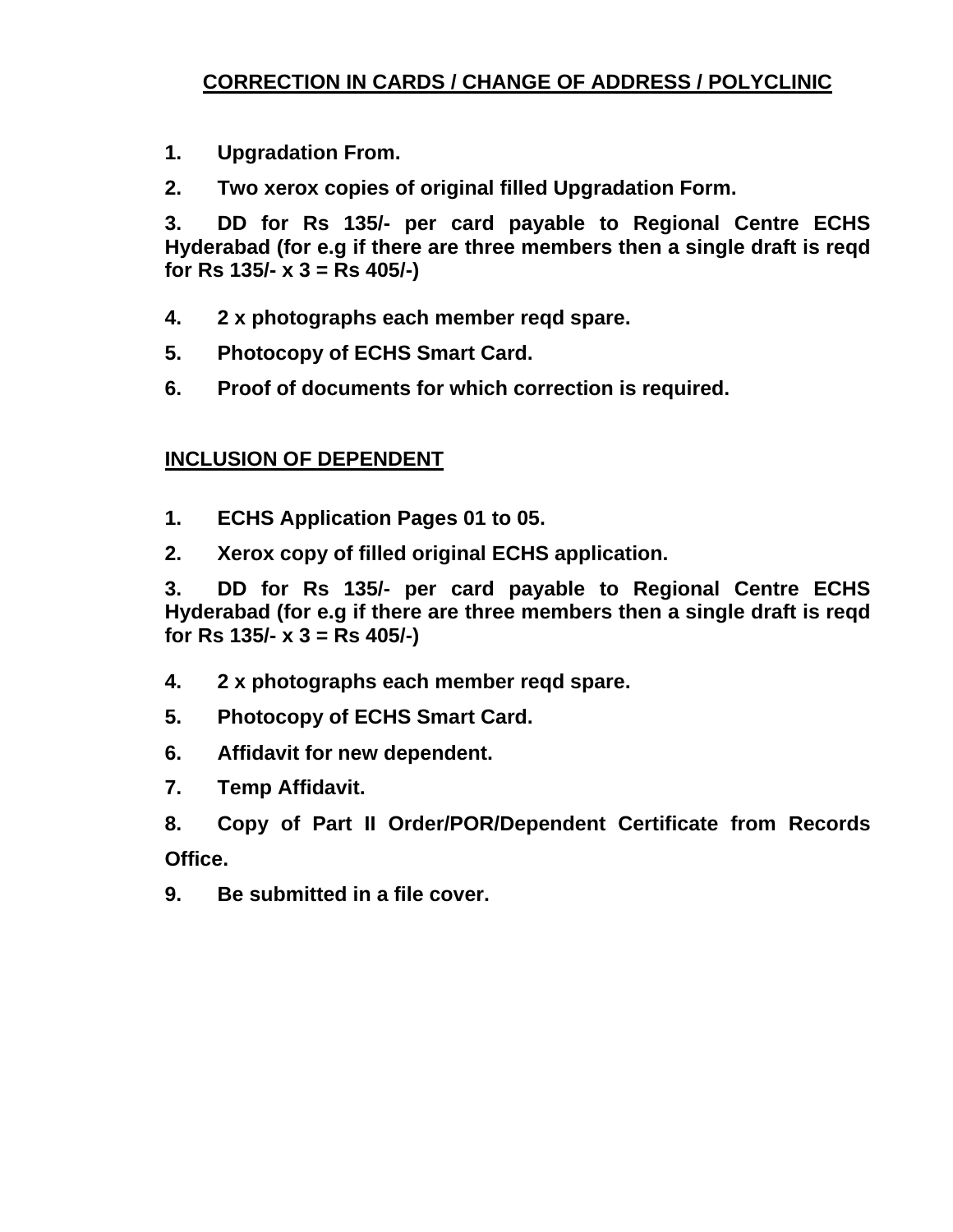## CORRECTION IN CARDS / CHANGE OF ADDRESS / POLYCLINIC

1. **Upgradation From.**
2. **Two xerox copies of original filled Upgradation Form.**
3. **DD for Rs 135/- per card payable to Regional Centre ECHS Hyderabad (for e.g if there are three members then a single draft is reqd for Rs 135/- x 3 = Rs 405/-)**
4. **2 x photographs each member reqd spare.**
5. **Photocopy of ECHS Smart Card.**
6. **Proof of documents for which correction is required.**

## INCLUSION OF DEPENDENT

1. **ECHS Application Pages 01 to 05.**
2. **Xerox copy of filled original ECHS application.**
3. **DD for Rs 135/- per card payable to Regional Centre ECHS Hyderabad (for e.g if there are three members then a single draft is reqd for Rs 135/- x 3 = Rs 405/-)**
4. **2 x photographs each member reqd spare.**
5. **Photocopy of ECHS Smart Card.**
6. **Affidavit for new dependent.**
7. **Temp Affidavit.**
8. **Copy of Part II Order/POR/Dependent Certificate from Records Office.**
9. **Be submitted in a file cover.**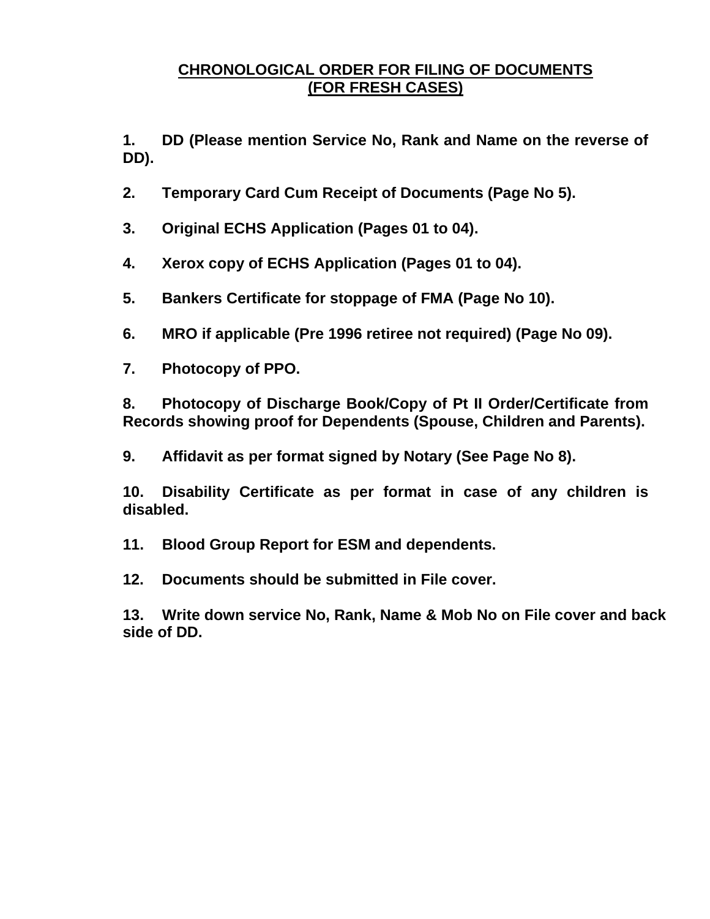# CHRONOLOGICAL ORDER FOR FILING OF DOCUMENTS (FOR FRESH CASES)

**1. DD (Please mention Service No, Rank and Name on the reverse of DD).**

**2. Temporary Card Cum Receipt of Documents (Page No 5).**

**3. Original ECHS Application (Pages 01 to 04).**

**4. Xerox copy of ECHS Application (Pages 01 to 04).**

**5. Bankers Certificate for stoppage of FMA (Page No 10).**

**6. MRO if applicable (Pre 1996 retiree not required) (Page No 09).**

**7. Photocopy of PPO.**

**8. Photocopy of Discharge Book/Copy of Pt II Order/Certificate from Records showing proof for Dependents (Spouse, Children and Parents).**

**9. Affidavit as per format signed by Notary (See Page No 8).**

**10. Disability Certificate as per format in case of any children is disabled.**

**11. Blood Group Report for ESM and dependents.**

**12. Documents should be submitted in File cover.**

**13. Write down service No, Rank, Name & Mob No on File cover and back side of DD.**